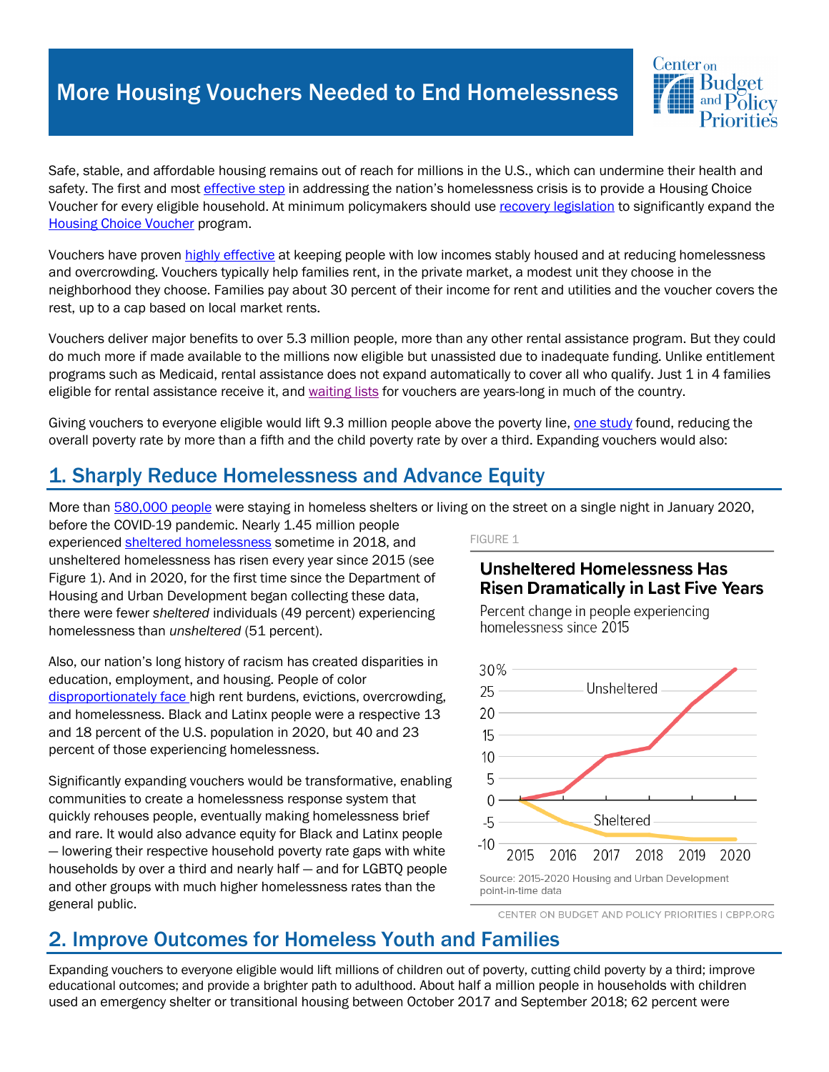# More Housing Vouchers Needed to End Homelessness

Center on Budget and Policy Priorities

Safe, stable, and affordable housing remains out of reach for millions in the U.S., which can undermine their health and safety. The first and most effective step in addressing the nation's homelessness crisis is to provide a Housing Choice Voucher for every eligible household. At minimum policymakers should use recovery legislation to significantly expand the Housing Choice Voucher program.

Vouchers have proven highly effective at keeping people with low incomes stably housed and at reducing homelessness and overcrowding. Vouchers typically help families rent, in the private market, a modest unit they choose in the neighborhood they choose. Families pay about 30 percent of their income for rent and utilities and the voucher covers the rest, up to a cap based on local market rents.

Vouchers deliver major benefits to over 5.3 million people, more than any other rental assistance program. But they could do much more if made available to the millions now eligible but unassisted due to inadequate funding. Unlike entitlement programs such as Medicaid, rental assistance does not expand automatically to cover all who qualify. Just 1 in 4 families eligible for rental assistance receive it, and waiting lists for vouchers are years-long in much of the country.

Giving vouchers to everyone eligible would lift 9.3 million people above the poverty line, one study found, reducing the overall poverty rate by more than a fifth and the child poverty rate by over a third. Expanding vouchers would also:

## 1. Sharply Reduce Homelessness and Advance Equity

More than 580,000 people were staying in homeless shelters or living on the street on a single night in January 2020, before the COVID-19 pandemic. Nearly 1.45 million people experienced sheltered homelessness sometime in 2018, and unsheltered homelessness has risen every year since 2015 (see Figure 1). And in 2020, for the first time since the Department of Housing and Urban Development began collecting these data, there were fewer *sheltered* individuals (49 percent) experiencing homelessness than *unsheltered* (51 percent).

Also, our nation's long history of racism has created disparities in education, employment, and housing. People of color disproportionately face high rent burdens, evictions, overcrowding, and homelessness. Black and Latinx people were a respective 13 and 18 percent of the U.S. population in 2020, but 40 and 23 percent of those experiencing homelessness.

Significantly expanding vouchers would be transformative, enabling communities to create a homelessness response system that quickly rehouses people, eventually making homelessness brief and rare. It would also advance equity for Black and Latinx people — lowering their respective household poverty rate gaps with white households by over a third and nearly half — and for LGBTQ people and other groups with much higher homelessness rates than the general public.

FIGURE 1

**Unsheltered Homelessness Has Risen Dramatically in Last Five Years**

Percent change in people experiencing homelessness since 2015

30%
25
20
15
10
5
0
-5
-10

2015 2016 2017 2018 2019 2020

Unsheltered

Sheltered

Source: 2015-2020 Housing and Urban Development point-in-time data

CENTER ON BUDGET AND POLICY PRIORITIES | CBPP.ORG

## 2. Improve Outcomes for Homeless Youth and Families

Expanding vouchers to everyone eligible would lift millions of children out of poverty, cutting child poverty by a third; improve educational outcomes; and provide a brighter path to adulthood. About half a million people in households with children used an emergency shelter or transitional housing between October 2017 and September 2018; 62 percent were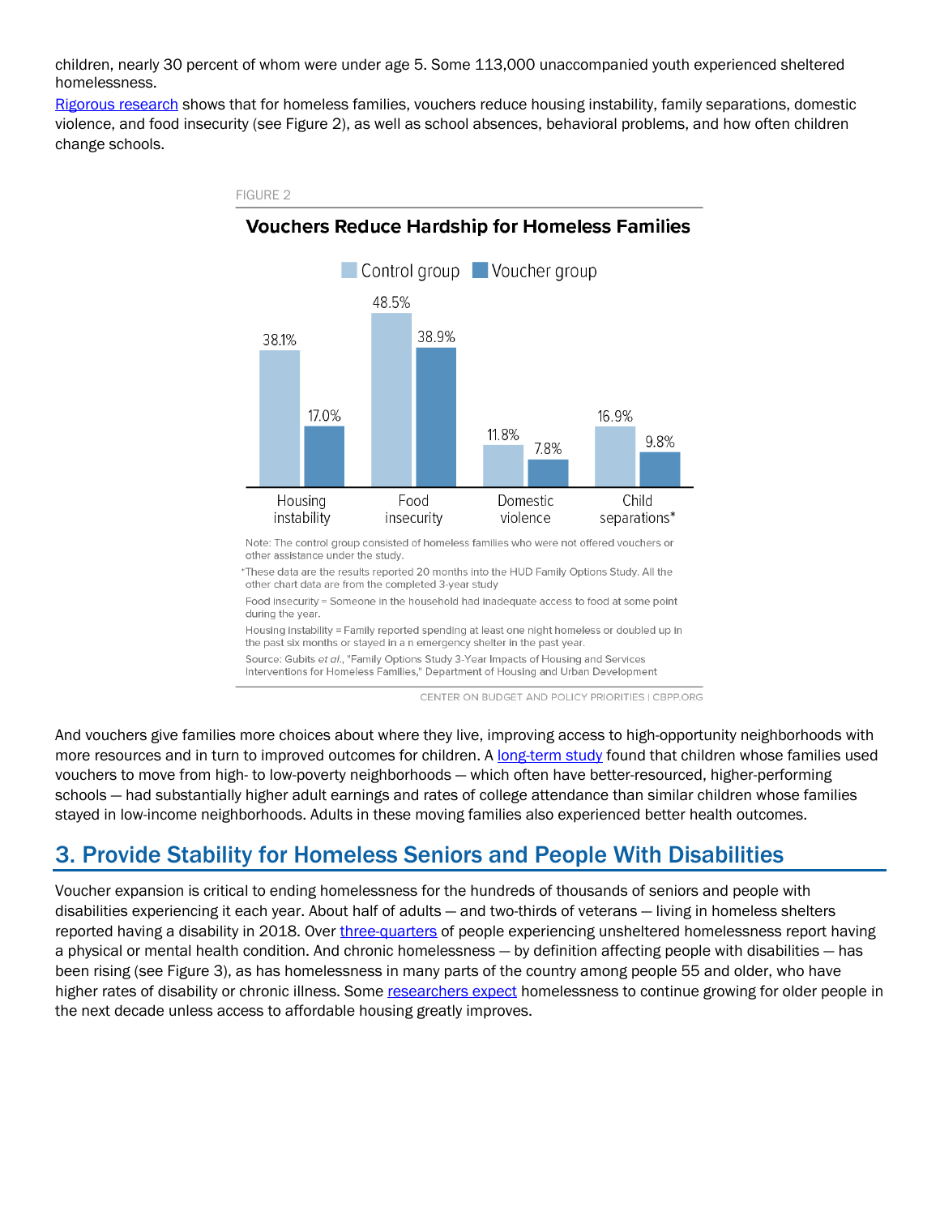children, nearly 30 percent of whom were under age 5. Some 113,000 unaccompanied youth experienced sheltered homelessness.

Rigorous research shows that for homeless families, vouchers reduce housing instability, family separations, domestic violence, and food insecurity (see Figure 2), as well as school absences, behavioral problems, and how often children change schools.

FIGURE 2

**Vouchers Reduce Hardship for Homeless Families**

| | Control group | Voucher group |
|---|---|---|
| Housing instability | 38.1% | 17.0% |
| Food insecurity | 48.5% | 38.9% |
| Domestic violence | 11.8% | 7.8% |
| Child separations* | 16.9% | 9.8% |

Note: The control group consisted of homeless families who were not offered vouchers or other assistance under the study.

*These data are the results reported 20 months into the HUD Family Options Study. All the other chart data are from the completed 3-year study

Food insecurity = Someone in the household had inadequate access to food at some point during the year.

Housing instability = Family reported spending at least one night homeless or doubled up in the past six months or stayed in a n emergency shelter in the past year.

Source: Gubits *et al.*, "Family Options Study 3-Year Impacts of Housing and Services Interventions for Homeless Families," Department of Housing and Urban Development

CENTER ON BUDGET AND POLICY PRIORITIES | CBPP.ORG

And vouchers give families more choices about where they live, improving access to high-opportunity neighborhoods with more resources and in turn to improved outcomes for children. A long-term study found that children whose families used vouchers to move from high- to low-poverty neighborhoods — which often have better-resourced, higher-performing schools — had substantially higher adult earnings and rates of college attendance than similar children whose families stayed in low-income neighborhoods. Adults in these moving families also experienced better health outcomes.

## 3. Provide Stability for Homeless Seniors and People With Disabilities

Voucher expansion is critical to ending homelessness for the hundreds of thousands of seniors and people with disabilities experiencing it each year. About half of adults — and two-thirds of veterans — living in homeless shelters reported having a disability in 2018. Over three-quarters of people experiencing unsheltered homelessness report having a physical or mental health condition. And chronic homelessness — by definition affecting people with disabilities — has been rising (see Figure 3), as has homelessness in many parts of the country among people 55 and older, who have higher rates of disability or chronic illness. Some researchers expect homelessness to continue growing for older people in the next decade unless access to affordable housing greatly improves.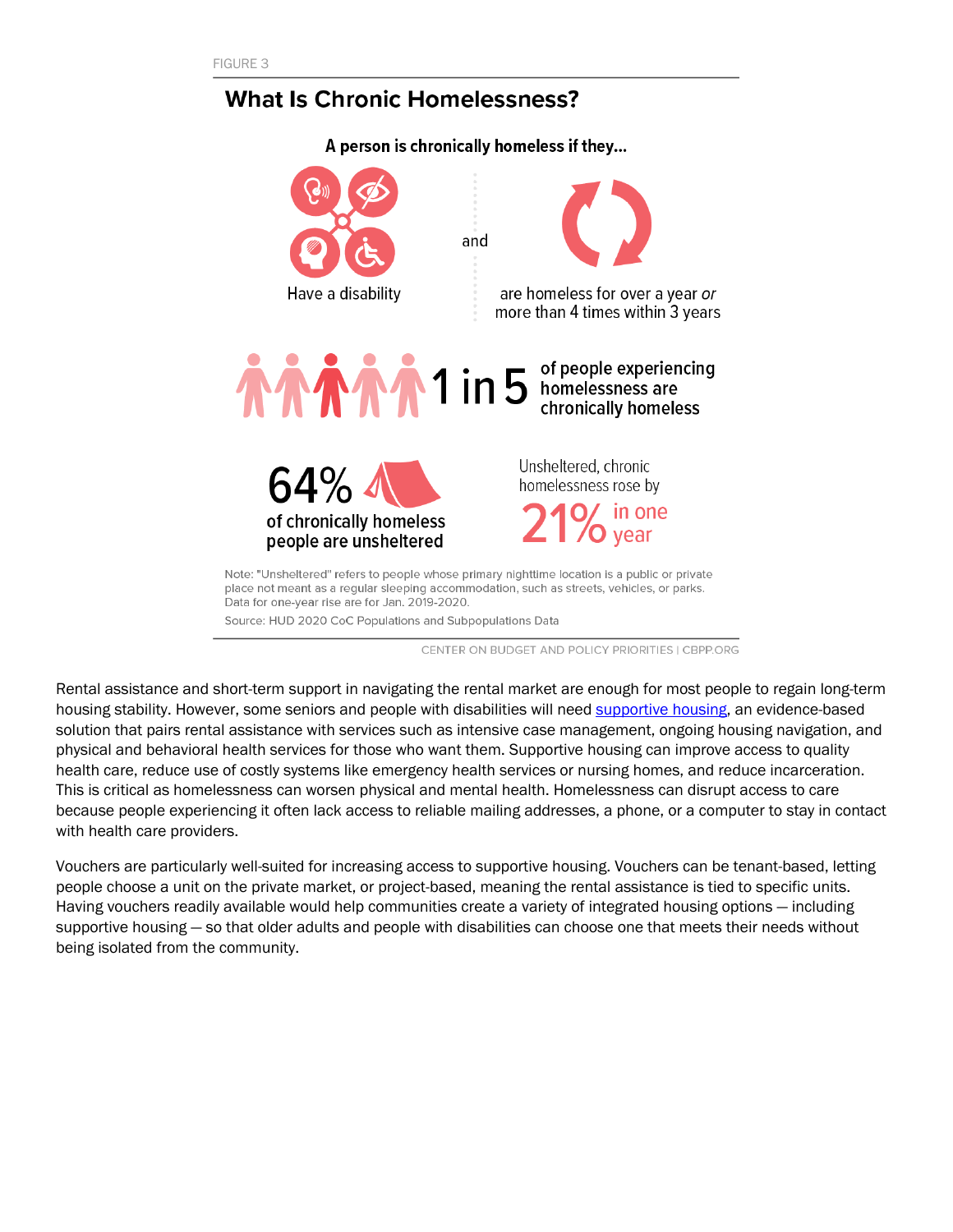FIGURE 3

## What Is Chronic Homelessness?

A person is chronically homeless if they...

Have a disability

and

are homeless for over a year *or* more than 4 times within 3 years

1 in 5 of people experiencing homelessness are chronically homeless

64% of chronically homeless people are unsheltered

Unsheltered, chronic homelessness rose by 21% in one year

Note: "Unsheltered" refers to people whose primary nighttime location is a public or private place not meant as a regular sleeping accommodation, such as streets, vehicles, or parks. Data for one-year rise are for Jan. 2019-2020.

Source: HUD 2020 CoC Populations and Subpopulations Data

CENTER ON BUDGET AND POLICY PRIORITIES | CBPP.ORG

Rental assistance and short-term support in navigating the rental market are enough for most people to regain long-term housing stability. However, some seniors and people with disabilities will need supportive housing, an evidence-based solution that pairs rental assistance with services such as intensive case management, ongoing housing navigation, and physical and behavioral health services for those who want them. Supportive housing can improve access to quality health care, reduce use of costly systems like emergency health services or nursing homes, and reduce incarceration. This is critical as homelessness can worsen physical and mental health. Homelessness can disrupt access to care because people experiencing it often lack access to reliable mailing addresses, a phone, or a computer to stay in contact with health care providers.

Vouchers are particularly well-suited for increasing access to supportive housing. Vouchers can be tenant-based, letting people choose a unit on the private market, or project-based, meaning the rental assistance is tied to specific units. Having vouchers readily available would help communities create a variety of integrated housing options — including supportive housing — so that older adults and people with disabilities can choose one that meets their needs without being isolated from the community.